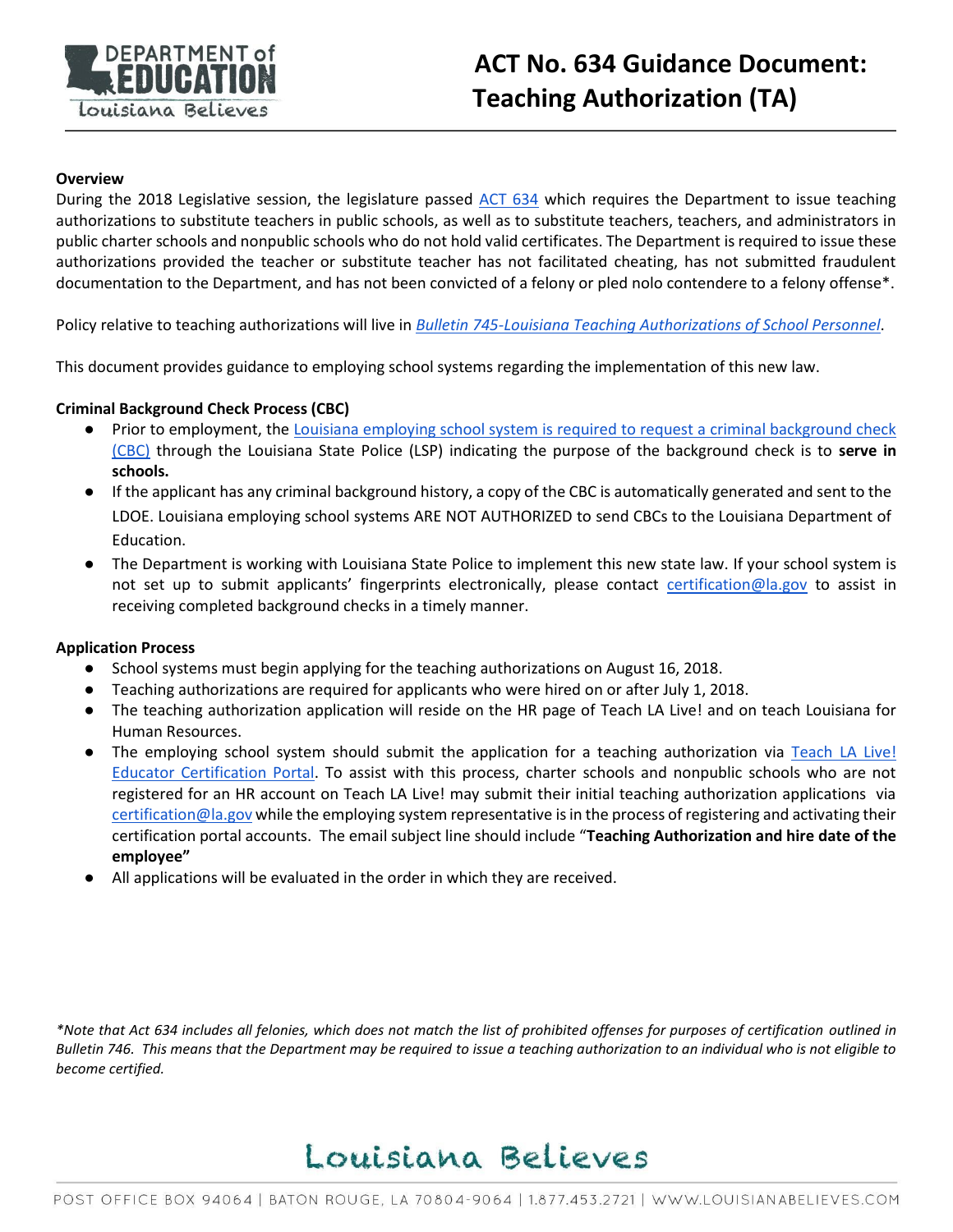# ACT No. 634 Guidance Document: Teaching Authorization (TA)

**Overview**

During the 2018 Legislative session, the legislature passed ACT 634 which requires the Department to issue teaching authorizations to substitute teachers in public schools, as well as to substitute teachers, teachers, and administrators in public charter schools and nonpublic schools who do not hold valid certificates. The Department is required to issue these authorizations provided the teacher or substitute teacher has not facilitated cheating, has not submitted fraudulent documentation to the Department, and has not been convicted of a felony or pled nolo contendere to a felony offense*.

Policy relative to teaching authorizations will live in *Bulletin 745-Louisiana Teaching Authorizations of School Personnel*.

This document provides guidance to employing school systems regarding the implementation of this new law.

**Criminal Background Check Process (CBC)**

- Prior to employment, the Louisiana employing school system is required to request a criminal background check (CBC) through the Louisiana State Police (LSP) indicating the purpose of the background check is to **serve in schools.**
- If the applicant has any criminal background history, a copy of the CBC is automatically generated and sent to the LDOE. Louisiana employing school systems ARE NOT AUTHORIZED to send CBCs to the Louisiana Department of Education.
- The Department is working with Louisiana State Police to implement this new state law. If your school system is not set up to submit applicants' fingerprints electronically, please contact certification@la.gov to assist in receiving completed background checks in a timely manner.

**Application Process**

- School systems must begin applying for the teaching authorizations on August 16, 2018.
- Teaching authorizations are required for applicants who were hired on or after July 1, 2018.
- The teaching authorization application will reside on the HR page of Teach LA Live! and on teach Louisiana for Human Resources.
- The employing school system should submit the application for a teaching authorization via Teach LA Live! Educator Certification Portal. To assist with this process, charter schools and nonpublic schools who are not registered for an HR account on Teach LA Live! may submit their initial teaching authorization applications via certification@la.gov while the employing system representative is in the process of registering and activating their certification portal accounts. The email subject line should include "**Teaching Authorization and hire date of the employee"**
- All applications will be evaluated in the order in which they are received.

*\*Note that Act 634 includes all felonies, which does not match the list of prohibited offenses for purposes of certification outlined in Bulletin 746. This means that the Department may be required to issue a teaching authorization to an individual who is not eligible to become certified.*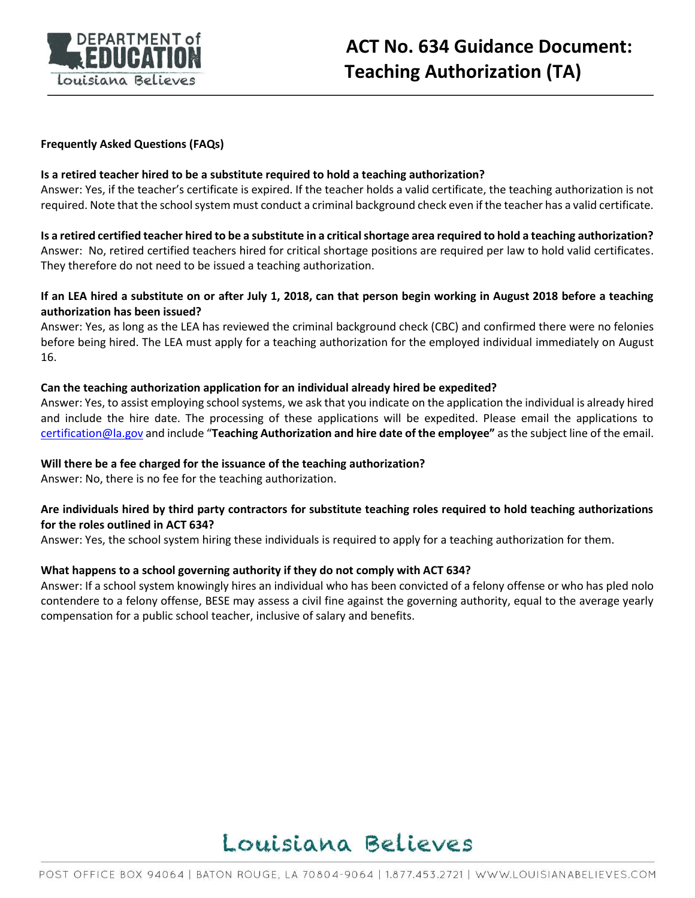**Frequently Asked Questions (FAQs)**

**Is a retired teacher hired to be a substitute required to hold a teaching authorization?**
Answer: Yes, if the teacher's certificate is expired. If the teacher holds a valid certificate, the teaching authorization is not required. Note that the school system must conduct a criminal background check even if the teacher has a valid certificate.

**Is a retired certified teacher hired to be a substitute in a critical shortage area required to hold a teaching authorization?**
Answer: No, retired certified teachers hired for critical shortage positions are required per law to hold valid certificates. They therefore do not need to be issued a teaching authorization.

**If an LEA hired a substitute on or after July 1, 2018, can that person begin working in August 2018 before a teaching authorization has been issued?**
Answer: Yes, as long as the LEA has reviewed the criminal background check (CBC) and confirmed there were no felonies before being hired. The LEA must apply for a teaching authorization for the employed individual immediately on August 16.

**Can the teaching authorization application for an individual already hired be expedited?**
Answer: Yes, to assist employing school systems, we ask that you indicate on the application the individual is already hired and include the hire date. The processing of these applications will be expedited. Please email the applications to certification@la.gov and include "**Teaching Authorization and hire date of the employee"** as the subject line of the email.

**Will there be a fee charged for the issuance of the teaching authorization?**
Answer: No, there is no fee for the teaching authorization.

**Are individuals hired by third party contractors for substitute teaching roles required to hold teaching authorizations for the roles outlined in ACT 634?**
Answer: Yes, the school system hiring these individuals is required to apply for a teaching authorization for them.

**What happens to a school governing authority if they do not comply with ACT 634?**
Answer: If a school system knowingly hires an individual who has been convicted of a felony offense or who has pled nolo contendere to a felony offense, BESE may assess a civil fine against the governing authority, equal to the average yearly compensation for a public school teacher, inclusive of salary and benefits.